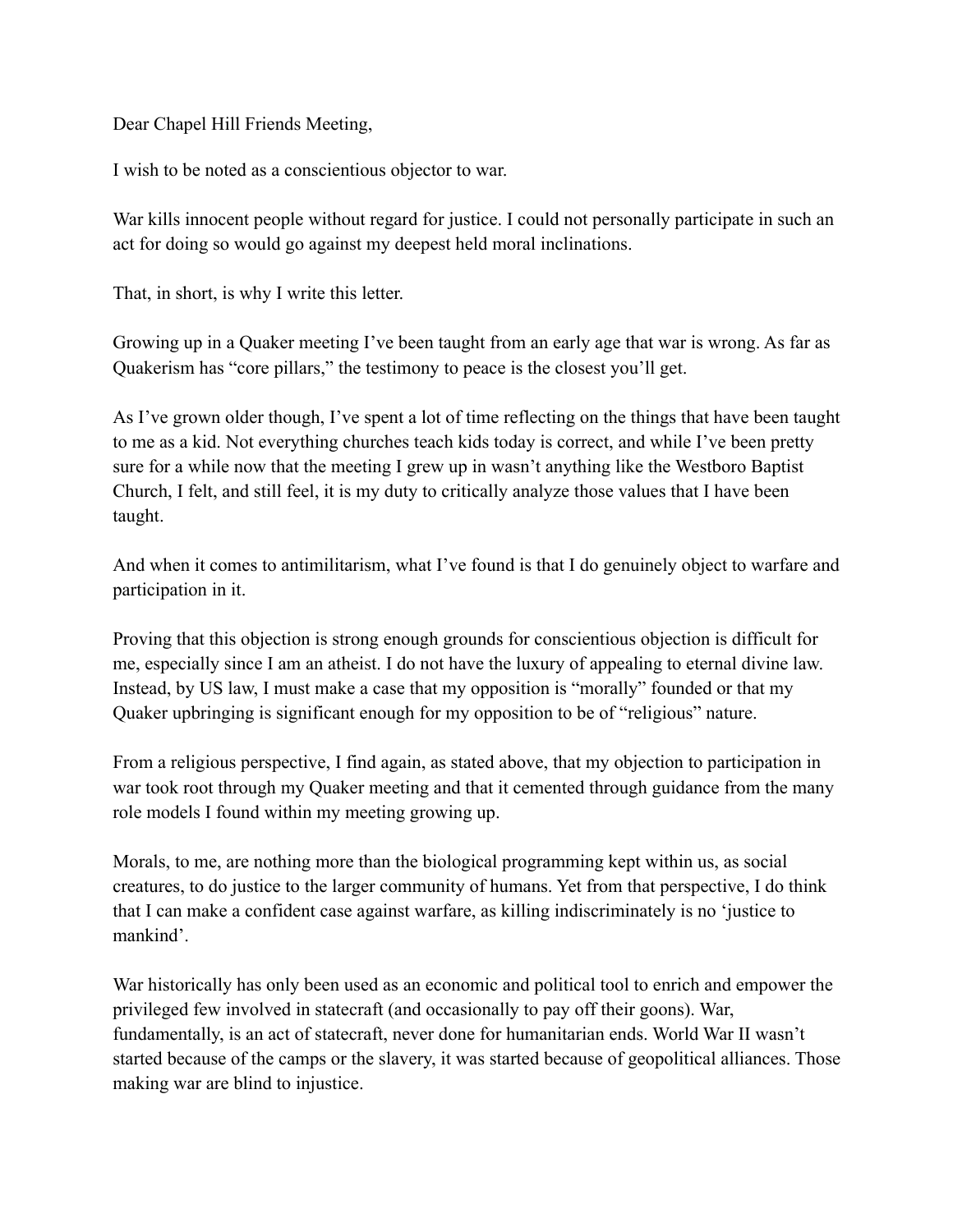Dear Chapel Hill Friends Meeting,

I wish to be noted as a conscientious objector to war.

War kills innocent people without regard for justice. I could not personally participate in such an act for doing so would go against my deepest held moral inclinations.

That, in short, is why I write this letter.

Growing up in a Quaker meeting I've been taught from an early age that war is wrong. As far as Quakerism has "core pillars," the testimony to peace is the closest you'll get.

As I've grown older though, I've spent a lot of time reflecting on the things that have been taught to me as a kid. Not everything churches teach kids today is correct, and while I've been pretty sure for a while now that the meeting I grew up in wasn't anything like the Westboro Baptist Church, I felt, and still feel, it is my duty to critically analyze those values that I have been taught.

And when it comes to antimilitarism, what I've found is that I do genuinely object to warfare and participation in it.

Proving that this objection is strong enough grounds for conscientious objection is difficult for me, especially since I am an atheist. I do not have the luxury of appealing to eternal divine law. Instead, by US law, I must make a case that my opposition is "morally" founded or that my Quaker upbringing is significant enough for my opposition to be of "religious" nature.

From a religious perspective, I find again, as stated above, that my objection to participation in war took root through my Quaker meeting and that it cemented through guidance from the many role models I found within my meeting growing up.

Morals, to me, are nothing more than the biological programming kept within us, as social creatures, to do justice to the larger community of humans. Yet from that perspective, I do think that I can make a confident case against warfare, as killing indiscriminately is no 'justice to mankind'.

War historically has only been used as an economic and political tool to enrich and empower the privileged few involved in statecraft (and occasionally to pay off their goons). War, fundamentally, is an act of statecraft, never done for humanitarian ends. World War II wasn't started because of the camps or the slavery, it was started because of geopolitical alliances. Those making war are blind to injustice.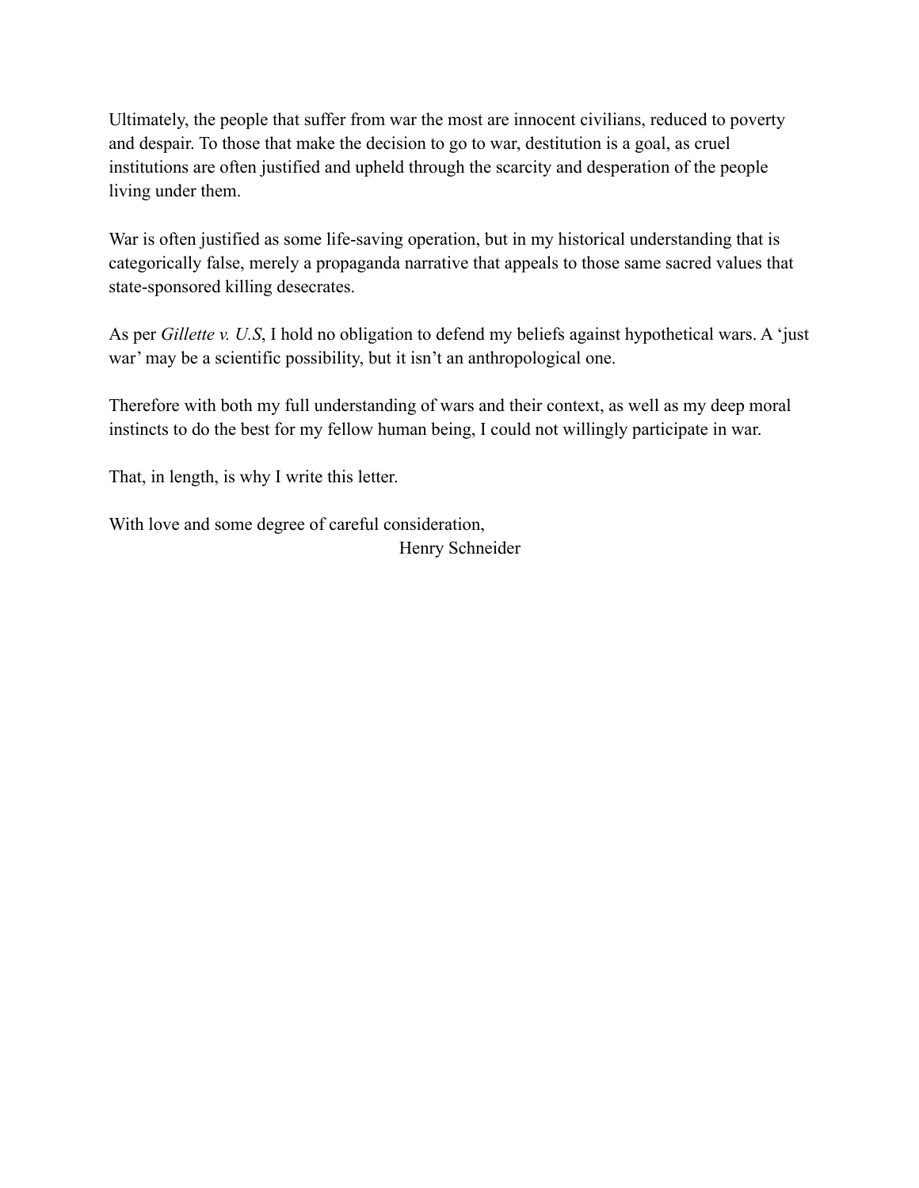Ultimately, the people that suffer from war the most are innocent civilians, reduced to poverty and despair. To those that make the decision to go to war, destitution is a goal, as cruel institutions are often justified and upheld through the scarcity and desperation of the people living under them.

War is often justified as some life-saving operation, but in my historical understanding that is categorically false, merely a propaganda narrative that appeals to those same sacred values that state-sponsored killing desecrates.

As per *Gillette v. U.S*, I hold no obligation to defend my beliefs against hypothetical wars. A 'just war' may be a scientific possibility, but it isn't an anthropological one.

Therefore with both my full understanding of wars and their context, as well as my deep moral instincts to do the best for my fellow human being, I could not willingly participate in war.

That, in length, is why I write this letter.

With love and some degree of careful consideration,

Henry Schneider